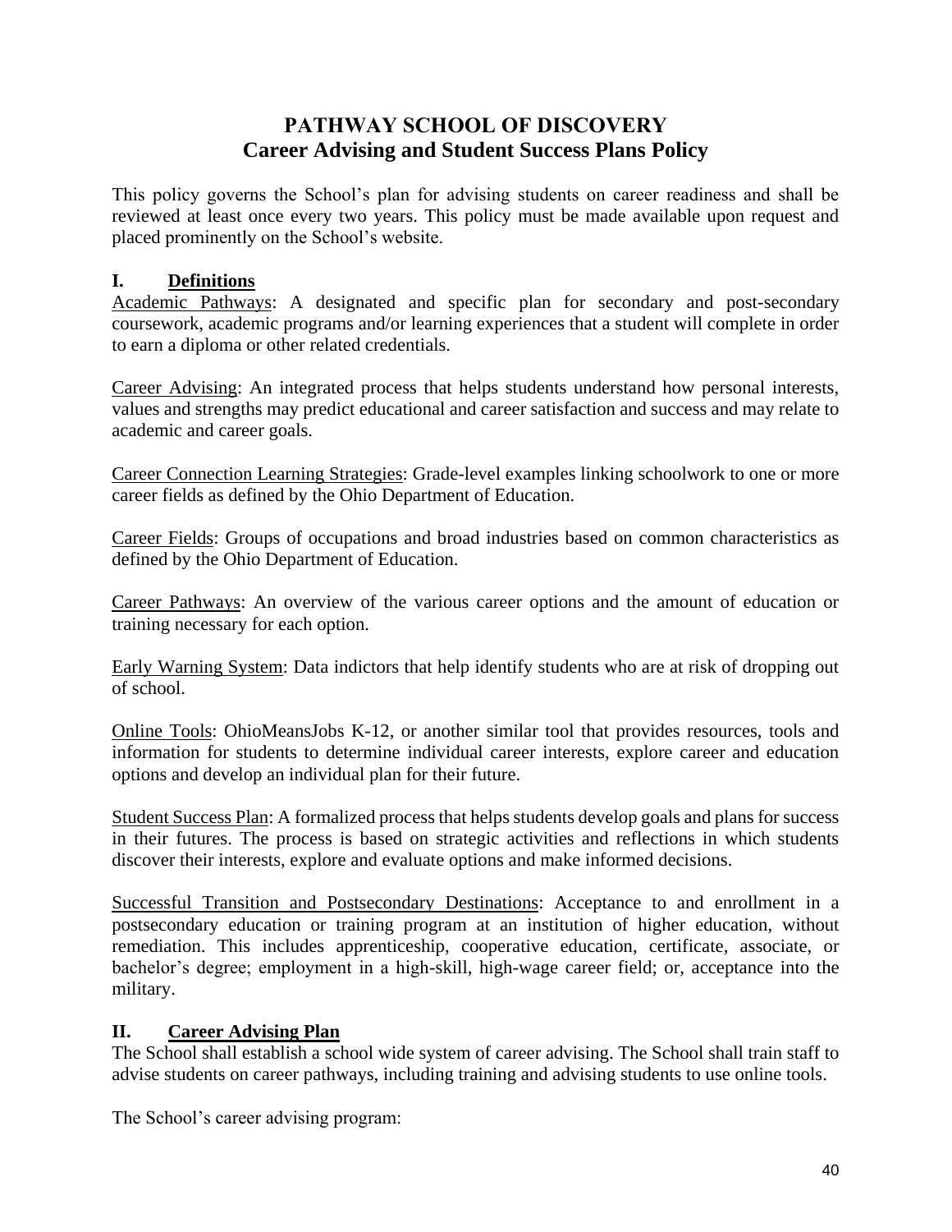# PATHWAY SCHOOL OF DISCOVERY
## Career Advising and Student Success Plans Policy

This policy governs the School's plan for advising students on career readiness and shall be reviewed at least once every two years. This policy must be made available upon request and placed prominently on the School's website.

### I. Definitions

Academic Pathways: A designated and specific plan for secondary and post-secondary coursework, academic programs and/or learning experiences that a student will complete in order to earn a diploma or other related credentials.

Career Advising: An integrated process that helps students understand how personal interests, values and strengths may predict educational and career satisfaction and success and may relate to academic and career goals.

Career Connection Learning Strategies: Grade-level examples linking schoolwork to one or more career fields as defined by the Ohio Department of Education.

Career Fields: Groups of occupations and broad industries based on common characteristics as defined by the Ohio Department of Education.

Career Pathways: An overview of the various career options and the amount of education or training necessary for each option.

Early Warning System: Data indictors that help identify students who are at risk of dropping out of school.

Online Tools: OhioMeansJobs K-12, or another similar tool that provides resources, tools and information for students to determine individual career interests, explore career and education options and develop an individual plan for their future.

Student Success Plan: A formalized process that helps students develop goals and plans for success in their futures. The process is based on strategic activities and reflections in which students discover their interests, explore and evaluate options and make informed decisions.

Successful Transition and Postsecondary Destinations: Acceptance to and enrollment in a postsecondary education or training program at an institution of higher education, without remediation. This includes apprenticeship, cooperative education, certificate, associate, or bachelor's degree; employment in a high-skill, high-wage career field; or, acceptance into the military.

### II. Career Advising Plan

The School shall establish a school wide system of career advising. The School shall train staff to advise students on career pathways, including training and advising students to use online tools.

The School's career advising program: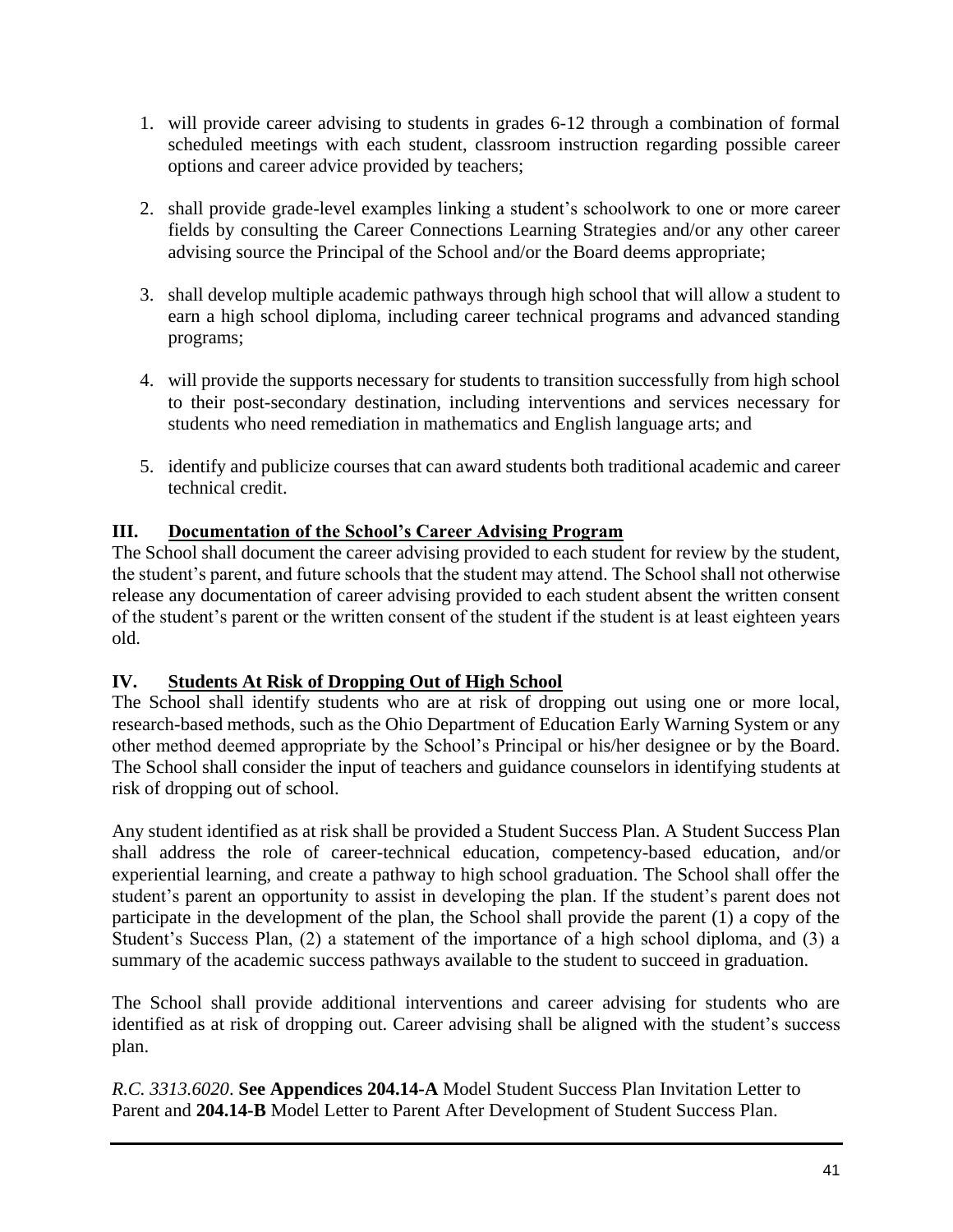1. will provide career advising to students in grades 6-12 through a combination of formal scheduled meetings with each student, classroom instruction regarding possible career options and career advice provided by teachers;

2. shall provide grade-level examples linking a student's schoolwork to one or more career fields by consulting the Career Connections Learning Strategies and/or any other career advising source the Principal of the School and/or the Board deems appropriate;

3. shall develop multiple academic pathways through high school that will allow a student to earn a high school diploma, including career technical programs and advanced standing programs;

4. will provide the supports necessary for students to transition successfully from high school to their post-secondary destination, including interventions and services necessary for students who need remediation in mathematics and English language arts; and

5. identify and publicize courses that can award students both traditional academic and career technical credit.

## III. <u>Documentation of the School's Career Advising Program</u>

The School shall document the career advising provided to each student for review by the student, the student's parent, and future schools that the student may attend. The School shall not otherwise release any documentation of career advising provided to each student absent the written consent of the student's parent or the written consent of the student if the student is at least eighteen years old.

## IV. <u>Students At Risk of Dropping Out of High School</u>

The School shall identify students who are at risk of dropping out using one or more local, research-based methods, such as the Ohio Department of Education Early Warning System or any other method deemed appropriate by the School's Principal or his/her designee or by the Board. The School shall consider the input of teachers and guidance counselors in identifying students at risk of dropping out of school.

Any student identified as at risk shall be provided a Student Success Plan. A Student Success Plan shall address the role of career-technical education, competency-based education, and/or experiential learning, and create a pathway to high school graduation. The School shall offer the student's parent an opportunity to assist in developing the plan. If the student's parent does not participate in the development of the plan, the School shall provide the parent (1) a copy of the Student's Success Plan, (2) a statement of the importance of a high school diploma, and (3) a summary of the academic success pathways available to the student to succeed in graduation.

The School shall provide additional interventions and career advising for students who are identified as at risk of dropping out. Career advising shall be aligned with the student's success plan.

*R.C. 3313.6020*. **See Appendices 204.14-A** Model Student Success Plan Invitation Letter to Parent and **204.14-B** Model Letter to Parent After Development of Student Success Plan.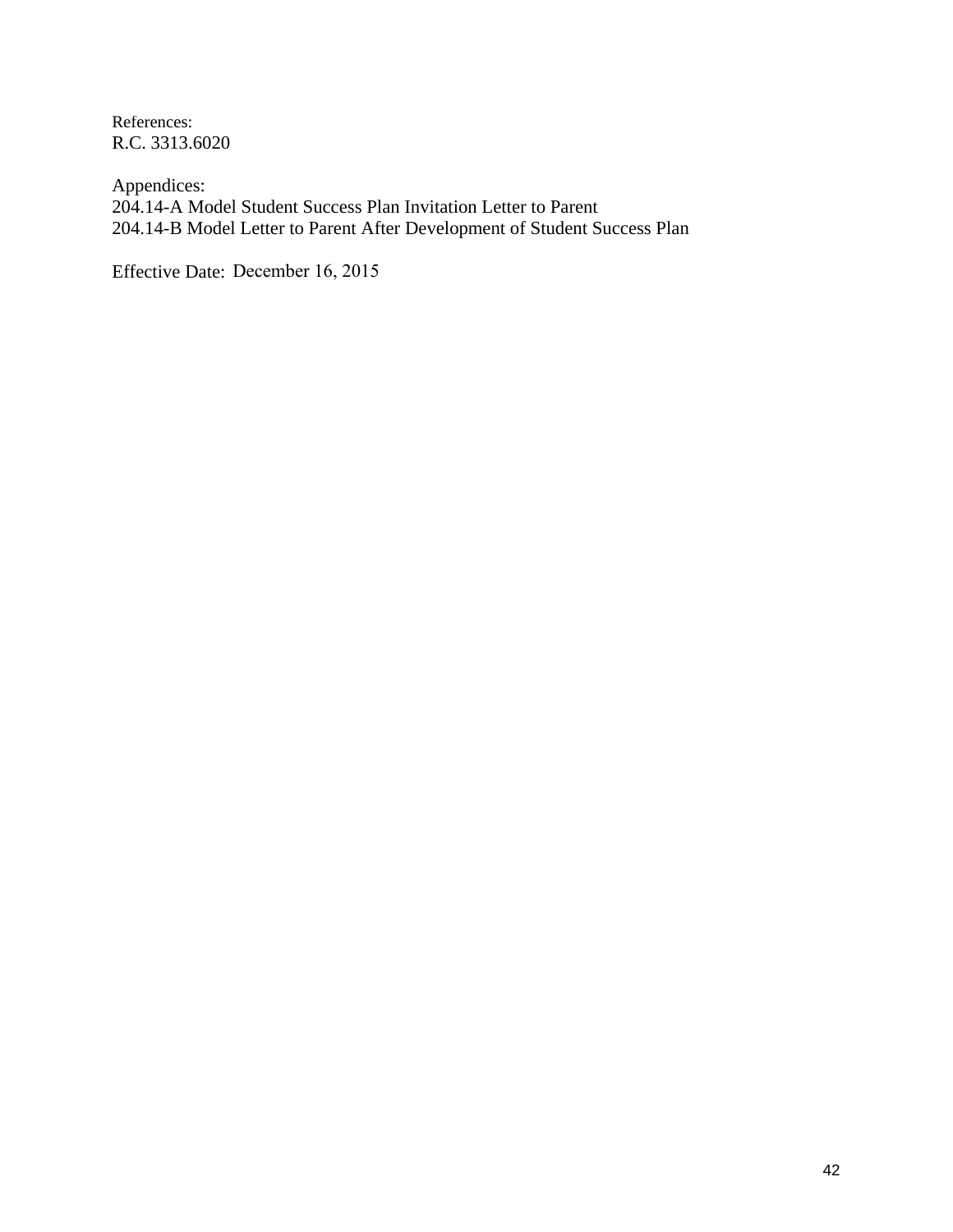References:
R.C. 3313.6020

Appendices:
204.14-A Model Student Success Plan Invitation Letter to Parent
204.14-B Model Letter to Parent After Development of Student Success Plan

Effective Date: December 16, 2015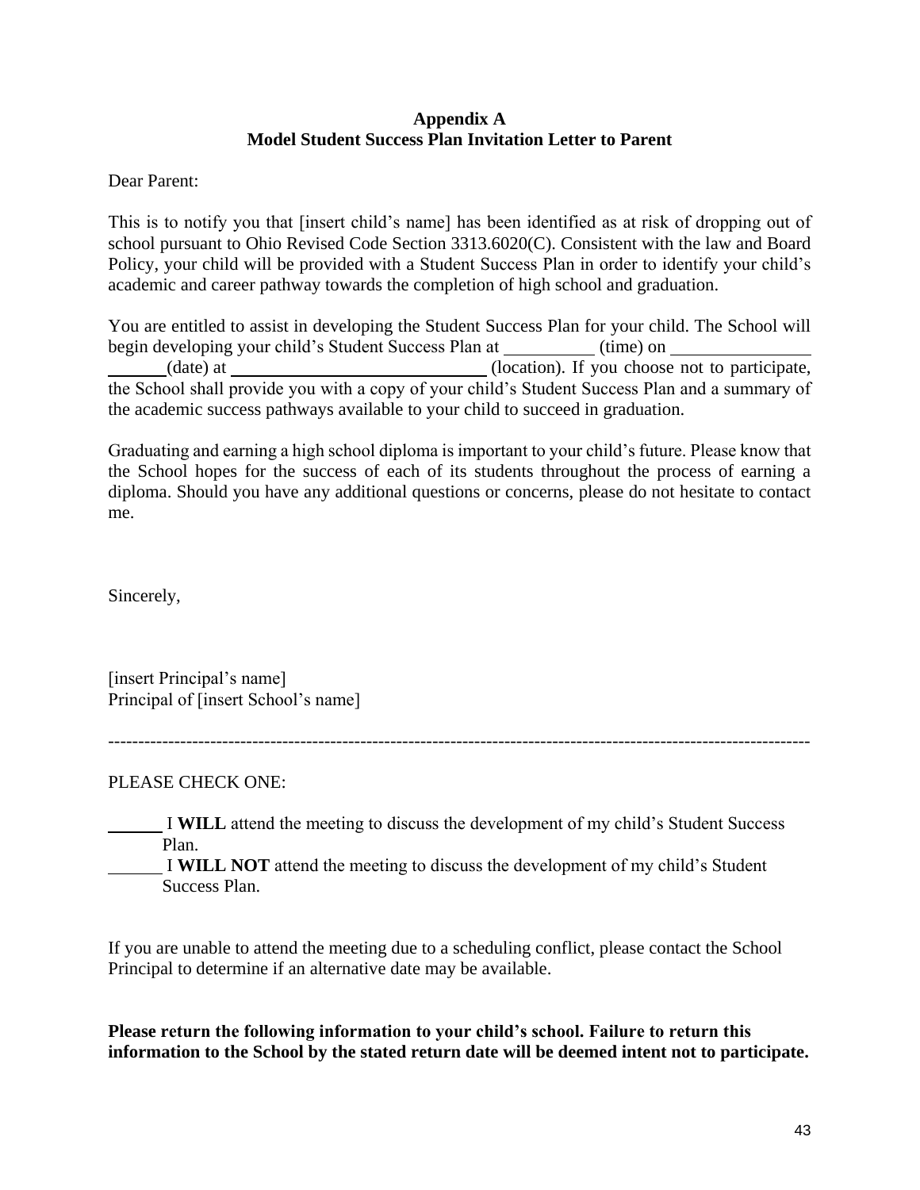## Appendix A
## Model Student Success Plan Invitation Letter to Parent

Dear Parent:

This is to notify you that [insert child's name] has been identified as at risk of dropping out of school pursuant to Ohio Revised Code Section 3313.6020(C). Consistent with the law and Board Policy, your child will be provided with a Student Success Plan in order to identify your child's academic and career pathway towards the completion of high school and graduation.

You are entitled to assist in developing the Student Success Plan for your child. The School will begin developing your child's Student Success Plan at __________ (time) on ________________ (date) at ______________________________ (location). If you choose not to participate, the School shall provide you with a copy of your child's Student Success Plan and a summary of the academic success pathways available to your child to succeed in graduation.

Graduating and earning a high school diploma is important to your child's future. Please know that the School hopes for the success of each of its students throughout the process of earning a diploma. Should you have any additional questions or concerns, please do not hesitate to contact me.

Sincerely,

[insert Principal's name]
Principal of [insert School's name]

---

PLEASE CHECK ONE:

______ I **WILL** attend the meeting to discuss the development of my child's Student Success Plan.

______ I **WILL NOT** attend the meeting to discuss the development of my child's Student Success Plan.

If you are unable to attend the meeting due to a scheduling conflict, please contact the School Principal to determine if an alternative date may be available.

**Please return the following information to your child's school. Failure to return this information to the School by the stated return date will be deemed intent not to participate.**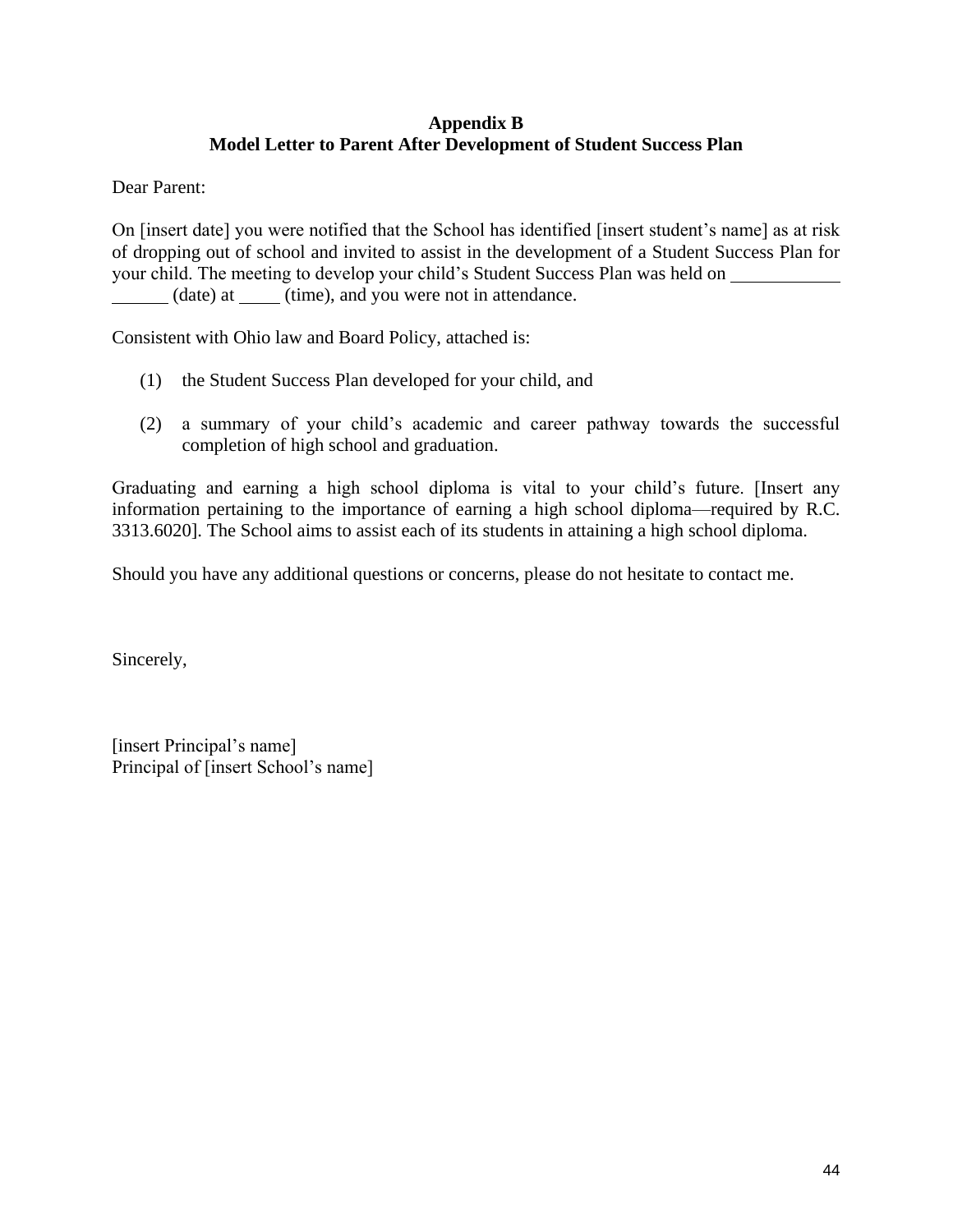# Appendix B
## Model Letter to Parent After Development of Student Success Plan

Dear Parent:

On [insert date] you were notified that the School has identified [insert student's name] as at risk of dropping out of school and invited to assist in the development of a Student Success Plan for your child. The meeting to develop your child's Student Success Plan was held on __________________ (date) at _____ (time), and you were not in attendance.

Consistent with Ohio law and Board Policy, attached is:

(1) the Student Success Plan developed for your child, and

(2) a summary of your child's academic and career pathway towards the successful completion of high school and graduation.

Graduating and earning a high school diploma is vital to your child's future. [Insert any information pertaining to the importance of earning a high school diploma—required by R.C. 3313.6020]. The School aims to assist each of its students in attaining a high school diploma.

Should you have any additional questions or concerns, please do not hesitate to contact me.

Sincerely,

[insert Principal's name]
Principal of [insert School's name]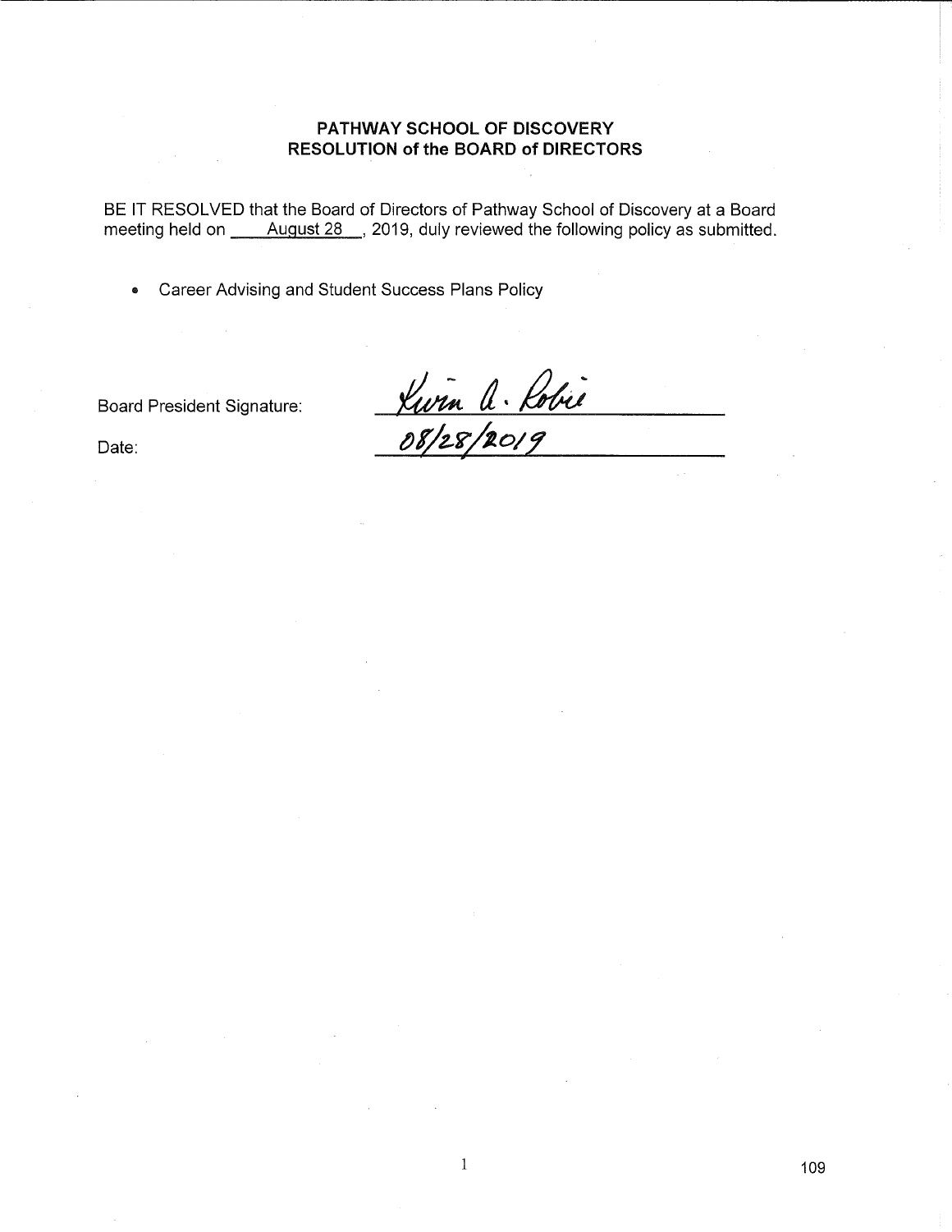**PATHWAY SCHOOL OF DISCOVERY**
**RESOLUTION of the BOARD of DIRECTORS**

BE IT RESOLVED that the Board of Directors of Pathway School of Discovery at a Board meeting held on \_\_\_\_August 28\_\_\_, 2019, duly reviewed the following policy as submitted.

- Career Advising and Student Success Plans Policy

Board President Signature: Kevin A. Robie

Date: 08/28/2019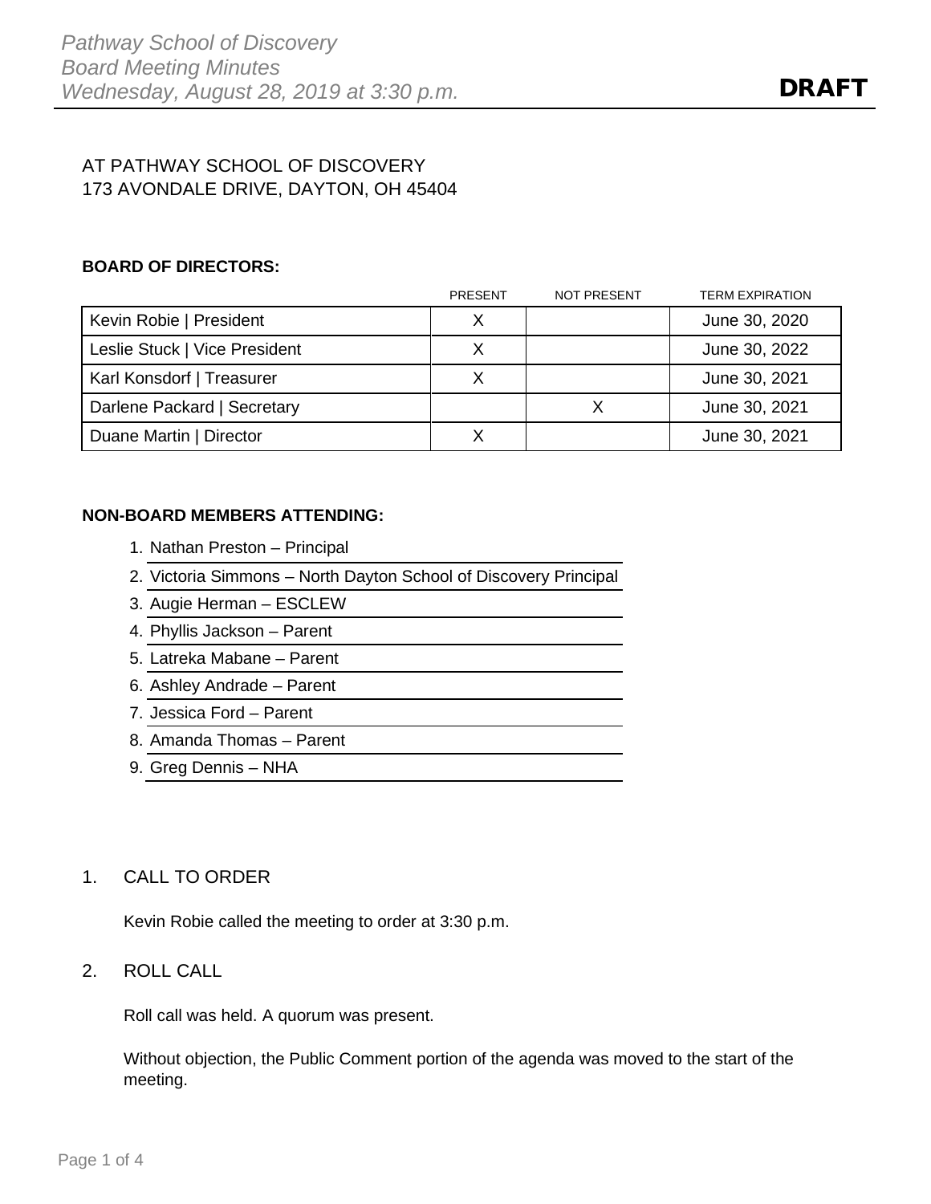AT PATHWAY SCHOOL OF DISCOVERY
173 AVONDALE DRIVE, DAYTON, OH 45404

**BOARD OF DIRECTORS:**

| | PRESENT | NOT PRESENT | TERM EXPIRATION |
|---|---|---|---|
| Kevin Robie \| President | X | | June 30, 2020 |
| Leslie Stuck \| Vice President | X | | June 30, 2022 |
| Karl Konsdorf \| Treasurer | X | | June 30, 2021 |
| Darlene Packard \| Secretary | | X | June 30, 2021 |
| Duane Martin \| Director | X | | June 30, 2021 |

**NON-BOARD MEMBERS ATTENDING:**

1. Nathan Preston – Principal
2. Victoria Simmons – North Dayton School of Discovery Principal
3. Augie Herman – ESCLEW
4. Phyllis Jackson – Parent
5. Latreka Mabane – Parent
6. Ashley Andrade – Parent
7. Jessica Ford – Parent
8. Amanda Thomas – Parent
9. Greg Dennis – NHA

## 1. CALL TO ORDER

Kevin Robie called the meeting to order at 3:30 p.m.

## 2. ROLL CALL

Roll call was held. A quorum was present.

Without objection, the Public Comment portion of the agenda was moved to the start of the meeting.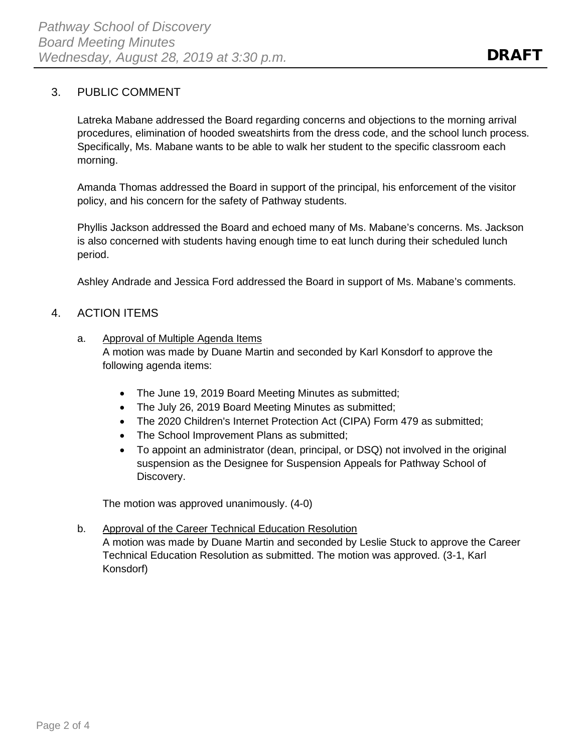## 3. PUBLIC COMMENT

Latreka Mabane addressed the Board regarding concerns and objections to the morning arrival procedures, elimination of hooded sweatshirts from the dress code, and the school lunch process. Specifically, Ms. Mabane wants to be able to walk her student to the specific classroom each morning.

Amanda Thomas addressed the Board in support of the principal, his enforcement of the visitor policy, and his concern for the safety of Pathway students.

Phyllis Jackson addressed the Board and echoed many of Ms. Mabane's concerns. Ms. Jackson is also concerned with students having enough time to eat lunch during their scheduled lunch period.

Ashley Andrade and Jessica Ford addressed the Board in support of Ms. Mabane's comments.

## 4. ACTION ITEMS

a. Approval of Multiple Agenda Items

A motion was made by Duane Martin and seconded by Karl Konsdorf to approve the following agenda items:

- The June 19, 2019 Board Meeting Minutes as submitted;
- The July 26, 2019 Board Meeting Minutes as submitted;
- The 2020 Children's Internet Protection Act (CIPA) Form 479 as submitted;
- The School Improvement Plans as submitted;
- To appoint an administrator (dean, principal, or DSQ) not involved in the original suspension as the Designee for Suspension Appeals for Pathway School of Discovery.

The motion was approved unanimously. (4-0)

b. Approval of the Career Technical Education Resolution

A motion was made by Duane Martin and seconded by Leslie Stuck to approve the Career Technical Education Resolution as submitted. The motion was approved. (3-1, Karl Konsdorf)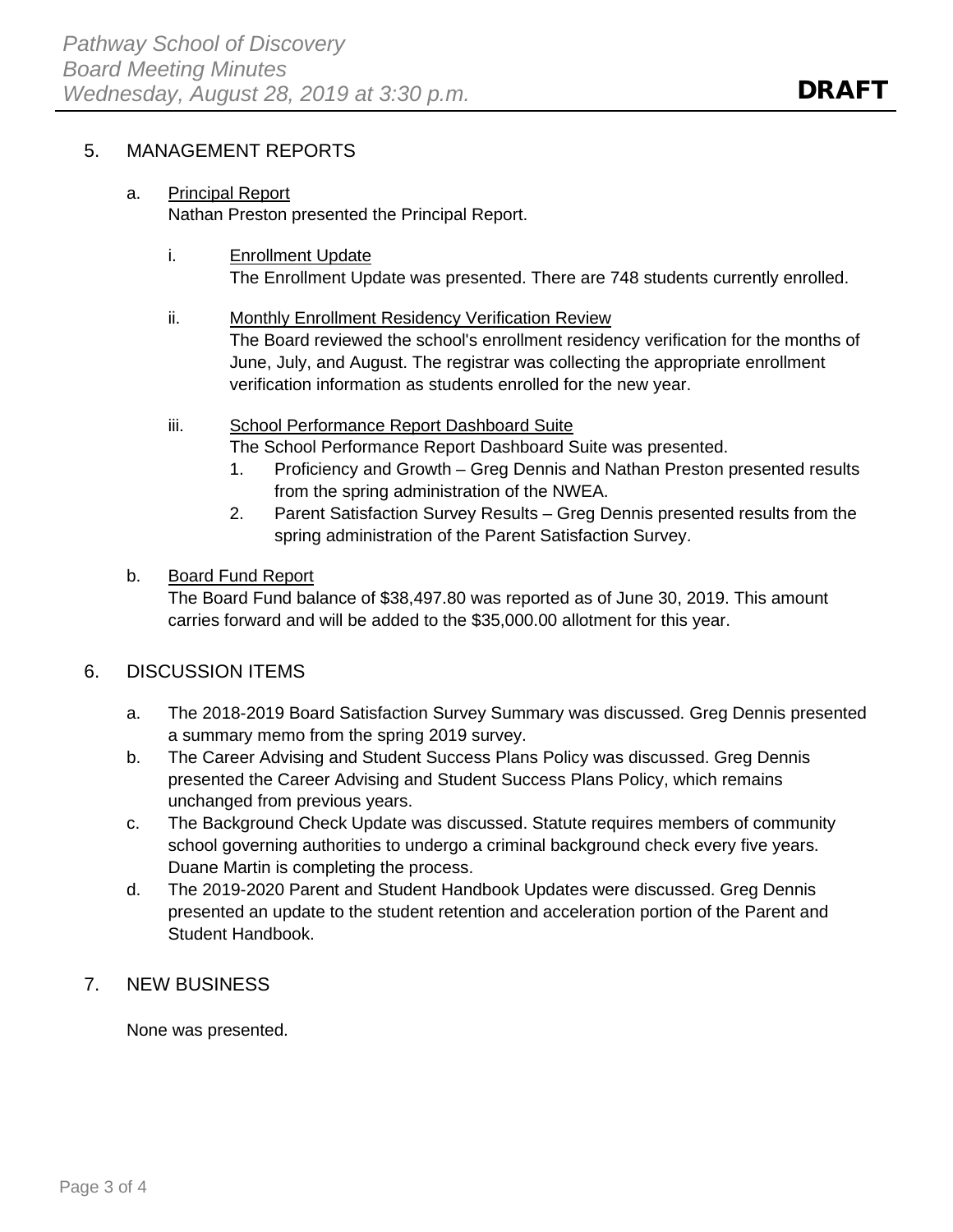5. MANAGEMENT REPORTS

   a. Principal Report
      Nathan Preston presented the Principal Report.

      i. Enrollment Update
         The Enrollment Update was presented. There are 748 students currently enrolled.

      ii. Monthly Enrollment Residency Verification Review
          The Board reviewed the school's enrollment residency verification for the months of June, July, and August. The registrar was collecting the appropriate enrollment verification information as students enrolled for the new year.

      iii. School Performance Report Dashboard Suite
           The School Performance Report Dashboard Suite was presented.
           1. Proficiency and Growth – Greg Dennis and Nathan Preston presented results from the spring administration of the NWEA.
           2. Parent Satisfaction Survey Results – Greg Dennis presented results from the spring administration of the Parent Satisfaction Survey.

   b. Board Fund Report
      The Board Fund balance of $38,497.80 was reported as of June 30, 2019. This amount carries forward and will be added to the $35,000.00 allotment for this year.

6. DISCUSSION ITEMS

   a. The 2018-2019 Board Satisfaction Survey Summary was discussed. Greg Dennis presented a summary memo from the spring 2019 survey.
   b. The Career Advising and Student Success Plans Policy was discussed. Greg Dennis presented the Career Advising and Student Success Plans Policy, which remains unchanged from previous years.
   c. The Background Check Update was discussed. Statute requires members of community school governing authorities to undergo a criminal background check every five years. Duane Martin is completing the process.
   d. The 2019-2020 Parent and Student Handbook Updates were discussed. Greg Dennis presented an update to the student retention and acceleration portion of the Parent and Student Handbook.

7. NEW BUSINESS

   None was presented.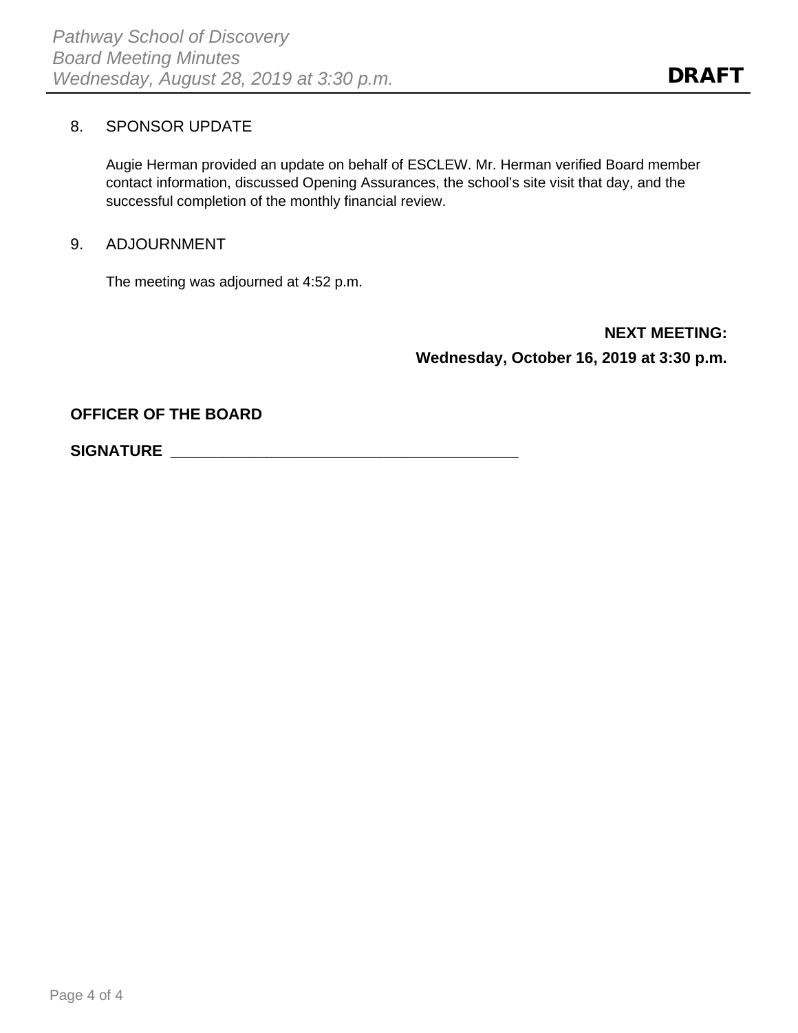8. SPONSOR UPDATE

   Augie Herman provided an update on behalf of ESCLEW. Mr. Herman verified Board member contact information, discussed Opening Assurances, the school's site visit that day, and the successful completion of the monthly financial review.

9. ADJOURNMENT

   The meeting was adjourned at 4:52 p.m.

**NEXT MEETING:**

**Wednesday, October 16, 2019 at 3:30 p.m.**

**OFFICER OF THE BOARD**

**SIGNATURE** ___________________________________________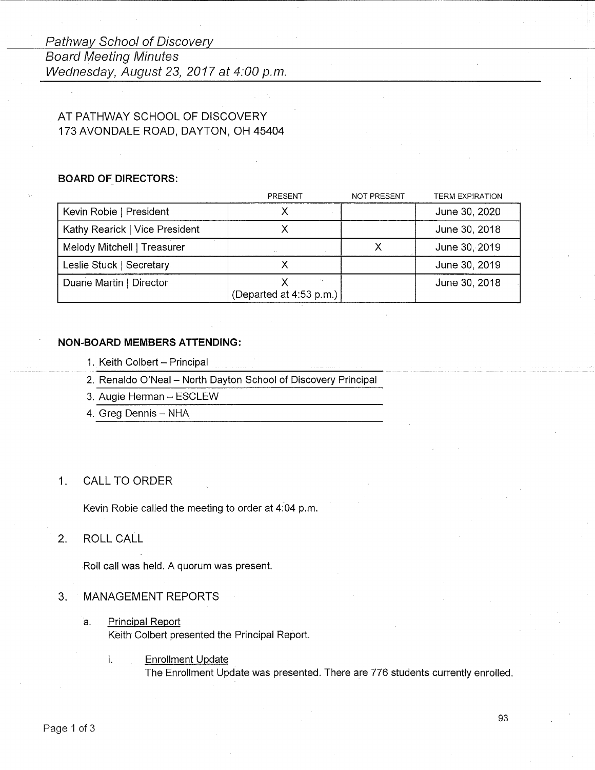*Pathway School of Discovery*
*Board Meeting Minutes*
*Wednesday, August 23, 2017 at 4:00 p.m.*

AT PATHWAY SCHOOL OF DISCOVERY
173 AVONDALE ROAD, DAYTON, OH 45404

**BOARD OF DIRECTORS:**

| | PRESENT | NOT PRESENT | TERM EXPIRATION |
|---|---|---|---|
| Kevin Robie \| President | X | | June 30, 2020 |
| Kathy Rearick \| Vice President | X | | June 30, 2018 |
| Melody Mitchell \| Treasurer | | X | June 30, 2019 |
| Leslie Stuck \| Secretary | X | | June 30, 2019 |
| Duane Martin \| Director | X (Departed at 4:53 p.m.) | | June 30, 2018 |

**NON-BOARD MEMBERS ATTENDING:**

1. Keith Colbert – Principal
2. Renaldo O'Neal – North Dayton School of Discovery Principal
3. Augie Herman – ESCLEW
4. Greg Dennis – NHA

1. CALL TO ORDER

Kevin Robie called the meeting to order at 4:04 p.m.

2. ROLL CALL

Roll call was held. A quorum was present.

3. MANAGEMENT REPORTS

a. Principal Report
Keith Colbert presented the Principal Report.

i. Enrollment Update
The Enrollment Update was presented. There are 776 students currently enrolled.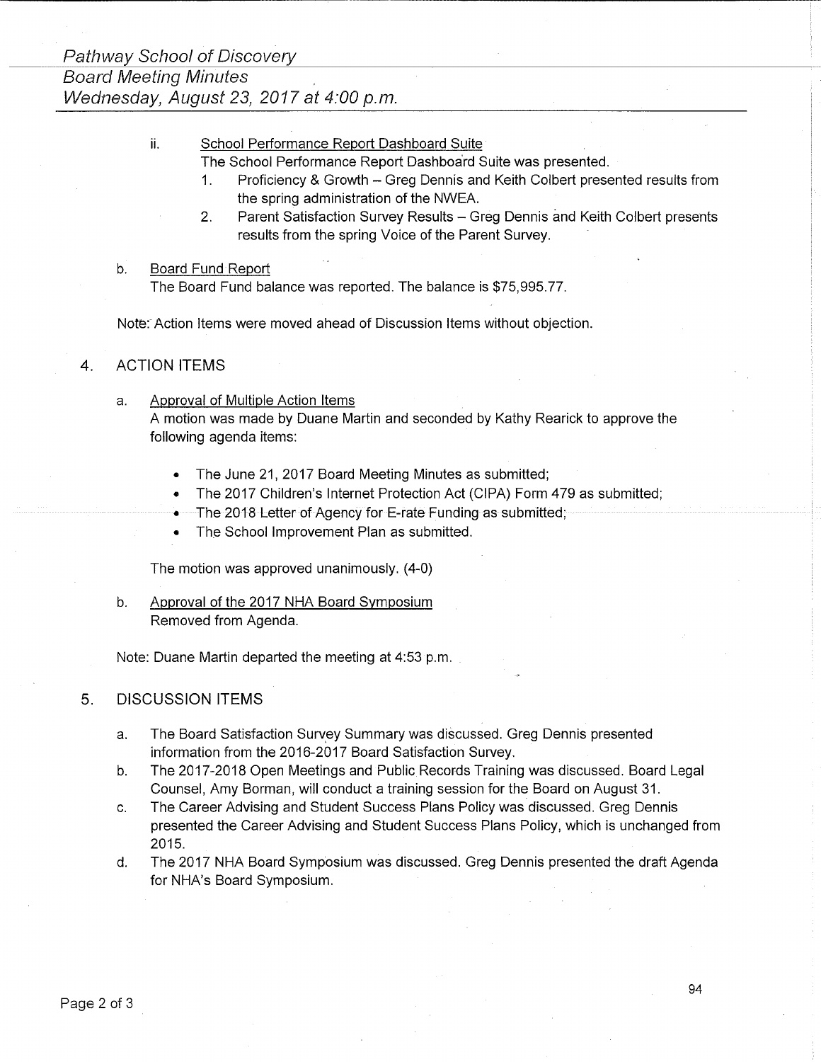ii. School Performance Report Dashboard Suite

The School Performance Report Dashboard Suite was presented.

1. Proficiency & Growth – Greg Dennis and Keith Colbert presented results from the spring administration of the NWEA.
2. Parent Satisfaction Survey Results – Greg Dennis and Keith Colbert presents results from the spring Voice of the Parent Survey.

b. Board Fund Report

The Board Fund balance was reported. The balance is $75,995.77.

Note: Action Items were moved ahead of Discussion Items without objection.

## 4. ACTION ITEMS

a. Approval of Multiple Action Items

A motion was made by Duane Martin and seconded by Kathy Rearick to approve the following agenda items:

- The June 21, 2017 Board Meeting Minutes as submitted;
- The 2017 Children's Internet Protection Act (CIPA) Form 479 as submitted;
- The 2018 Letter of Agency for E-rate Funding as submitted;
- The School Improvement Plan as submitted.

The motion was approved unanimously. (4-0)

b. Approval of the 2017 NHA Board Symposium

Removed from Agenda.

Note: Duane Martin departed the meeting at 4:53 p.m.

## 5. DISCUSSION ITEMS

a. The Board Satisfaction Survey Summary was discussed. Greg Dennis presented information from the 2016-2017 Board Satisfaction Survey.

b. The 2017-2018 Open Meetings and Public Records Training was discussed. Board Legal Counsel, Amy Borman, will conduct a training session for the Board on August 31.

c. The Career Advising and Student Success Plans Policy was discussed. Greg Dennis presented the Career Advising and Student Success Plans Policy, which is unchanged from 2015.

d. The 2017 NHA Board Symposium was discussed. Greg Dennis presented the draft Agenda for NHA's Board Symposium.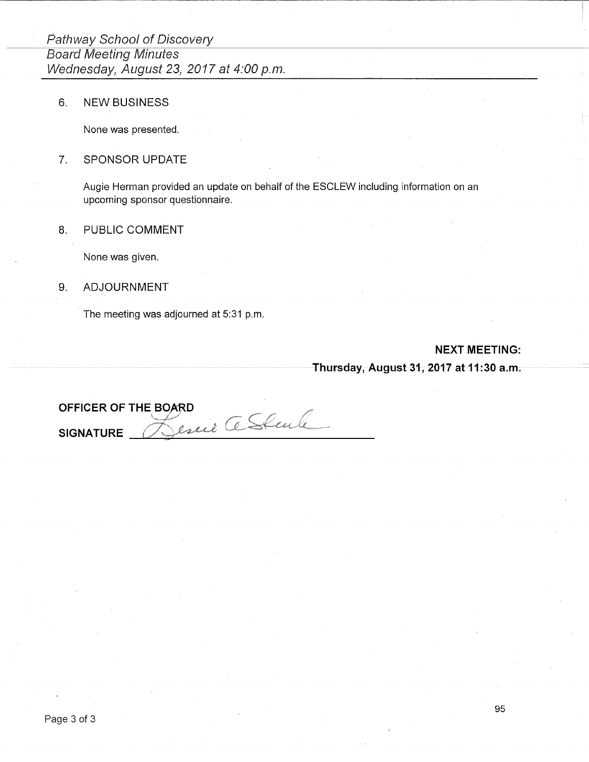6. NEW BUSINESS

   None was presented.

7. SPONSOR UPDATE

   Augie Herman provided an update on behalf of the ESCLEW including information on an upcoming sponsor questionnaire.

8. PUBLIC COMMENT

   None was given.

9. ADJOURNMENT

   The meeting was adjourned at 5:31 p.m.

**NEXT MEETING:**

**Thursday, August 31, 2017 at 11:30 a.m.**

**OFFICER OF THE BOARD**

**SIGNATURE** ______________________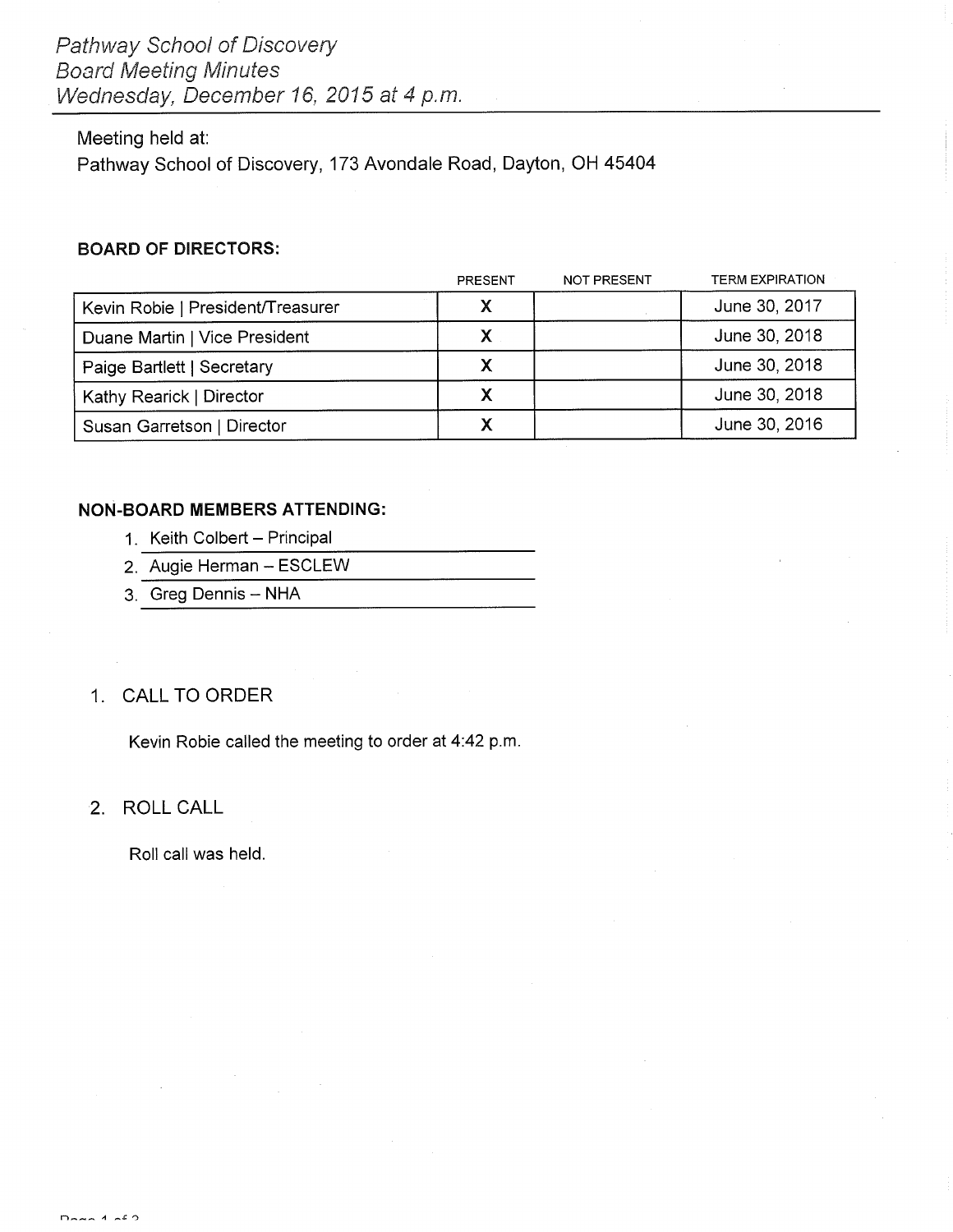*Pathway School of Discovery*
*Board Meeting Minutes*
*Wednesday, December 16, 2015 at 4 p.m.*

Meeting held at:
Pathway School of Discovery, 173 Avondale Road, Dayton, OH 45404

**BOARD OF DIRECTORS:**

| | PRESENT | NOT PRESENT | TERM EXPIRATION |
|---|---|---|---|
| Kevin Robie \| President/Treasurer | X | | June 30, 2017 |
| Duane Martin \| Vice President | X | | June 30, 2018 |
| Paige Bartlett \| Secretary | X | | June 30, 2018 |
| Kathy Rearick \| Director | X | | June 30, 2018 |
| Susan Garretson \| Director | X | | June 30, 2016 |

**NON-BOARD MEMBERS ATTENDING:**

1. Keith Colbert – Principal
2. Augie Herman – ESCLEW
3. Greg Dennis – NHA

1. CALL TO ORDER

   Kevin Robie called the meeting to order at 4:42 p.m.

2. ROLL CALL

   Roll call was held.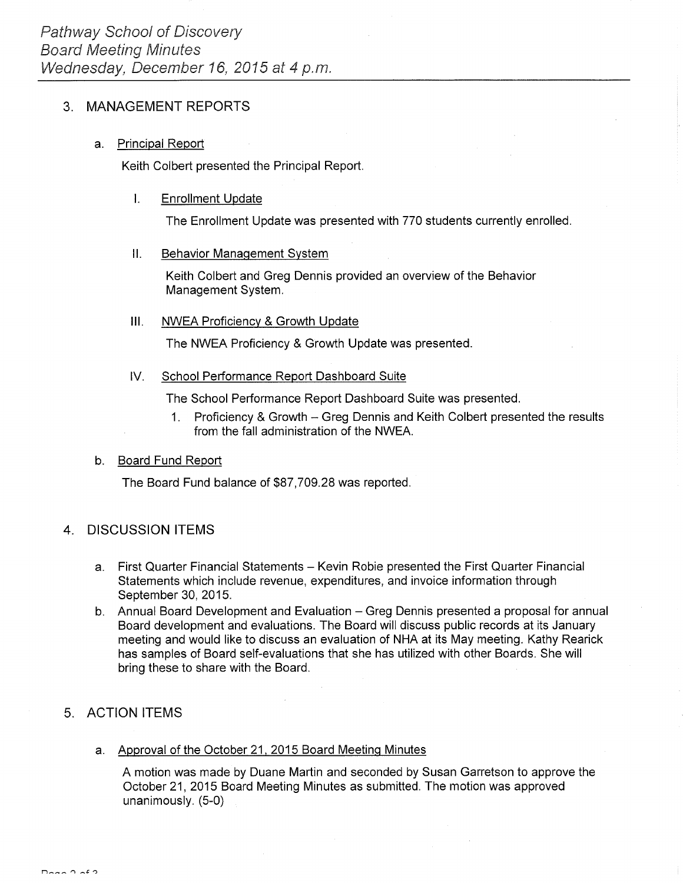## 3. MANAGEMENT REPORTS

a. Principal Report

Keith Colbert presented the Principal Report.

I. Enrollment Update

The Enrollment Update was presented with 770 students currently enrolled.

II. Behavior Management System

Keith Colbert and Greg Dennis provided an overview of the Behavior Management System.

III. NWEA Proficiency & Growth Update

The NWEA Proficiency & Growth Update was presented.

IV. School Performance Report Dashboard Suite

The School Performance Report Dashboard Suite was presented.

1. Proficiency & Growth – Greg Dennis and Keith Colbert presented the results from the fall administration of the NWEA.

b. Board Fund Report

The Board Fund balance of $87,709.28 was reported.

## 4. DISCUSSION ITEMS

a. First Quarter Financial Statements – Kevin Robie presented the First Quarter Financial Statements which include revenue, expenditures, and invoice information through September 30, 2015.

b. Annual Board Development and Evaluation – Greg Dennis presented a proposal for annual Board development and evaluations. The Board will discuss public records at its January meeting and would like to discuss an evaluation of NHA at its May meeting. Kathy Rearick has samples of Board self-evaluations that she has utilized with other Boards. She will bring these to share with the Board.

## 5. ACTION ITEMS

a. Approval of the October 21, 2015 Board Meeting Minutes

A motion was made by Duane Martin and seconded by Susan Garretson to approve the October 21, 2015 Board Meeting Minutes as submitted. The motion was approved unanimously. (5-0)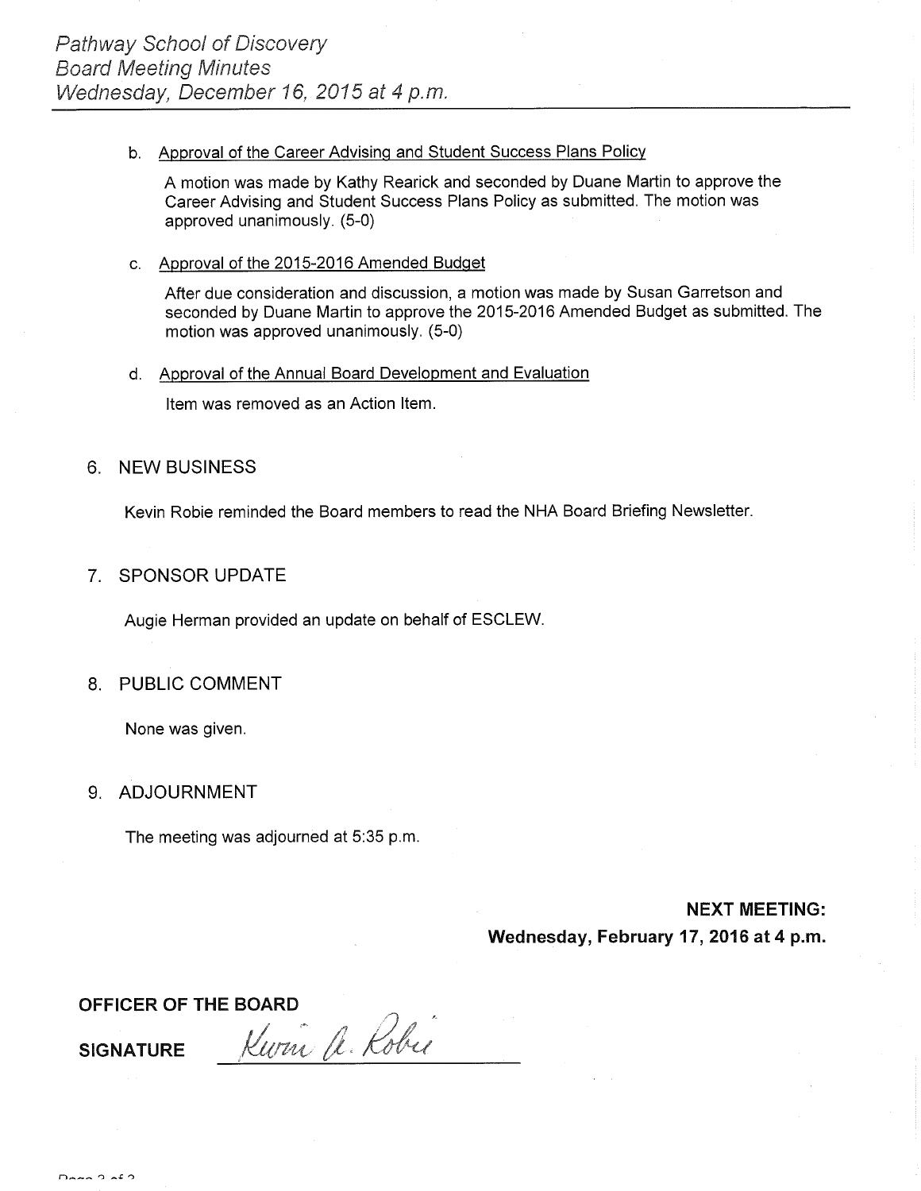b. Approval of the Career Advising and Student Success Plans Policy

A motion was made by Kathy Rearick and seconded by Duane Martin to approve the Career Advising and Student Success Plans Policy as submitted. The motion was approved unanimously. (5-0)

c. Approval of the 2015-2016 Amended Budget

After due consideration and discussion, a motion was made by Susan Garretson and seconded by Duane Martin to approve the 2015-2016 Amended Budget as submitted. The motion was approved unanimously. (5-0)

d. Approval of the Annual Board Development and Evaluation

Item was removed as an Action Item.

6. NEW BUSINESS

Kevin Robie reminded the Board members to read the NHA Board Briefing Newsletter.

7. SPONSOR UPDATE

Augie Herman provided an update on behalf of ESCLEW.

8. PUBLIC COMMENT

None was given.

9. ADJOURNMENT

The meeting was adjourned at 5:35 p.m.

**NEXT MEETING:**
**Wednesday, February 17, 2016 at 4 p.m.**

**OFFICER OF THE BOARD**

**SIGNATURE** Kevin A. Robie